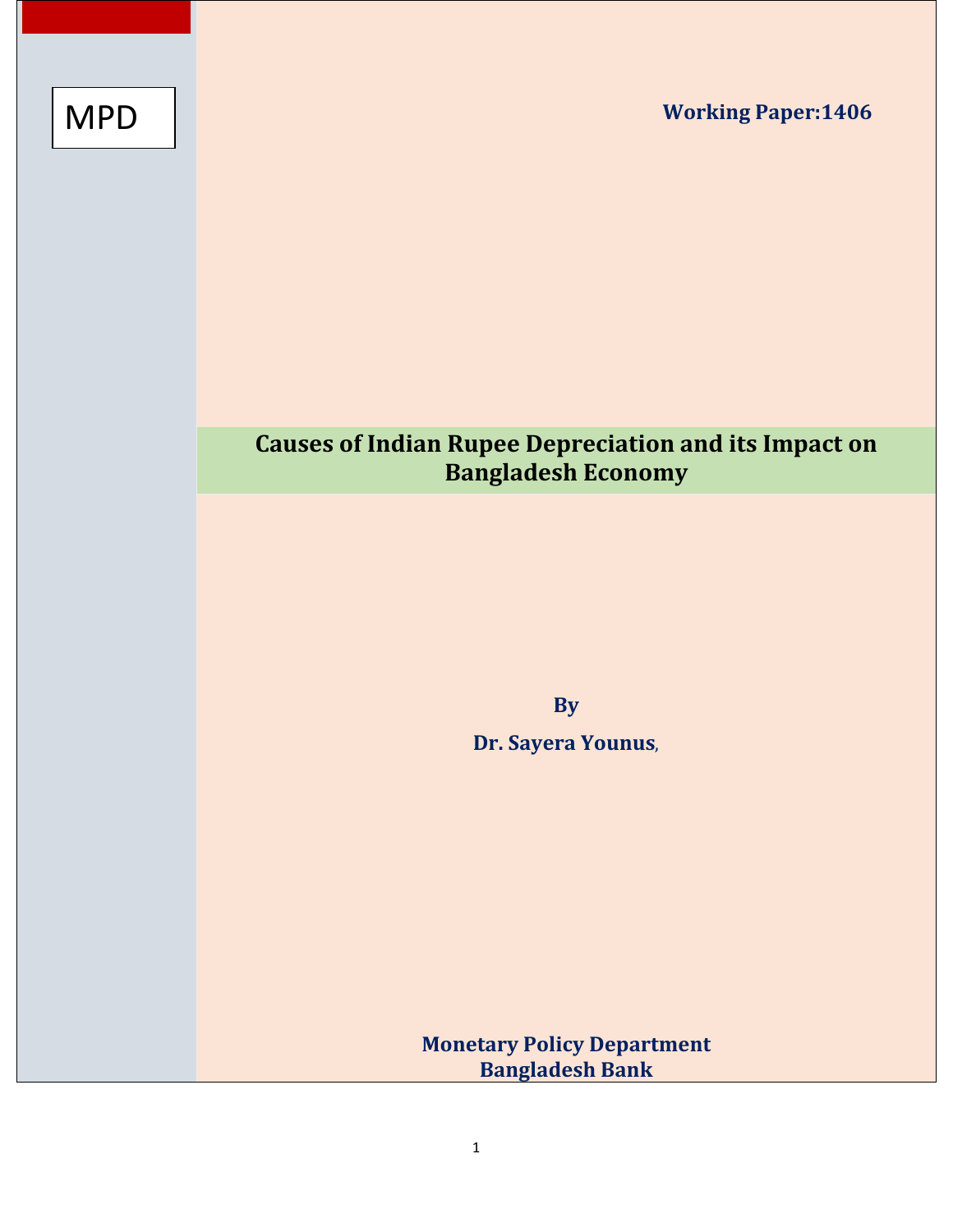MPD

**Working Paper:1406**

# Causes of Indian Rupee Depreciation and its Impact on Bangladesh Economy

**By**

**Dr. Sayera Younus**,

**Monetary Policy Department**
**Bangladesh Bank**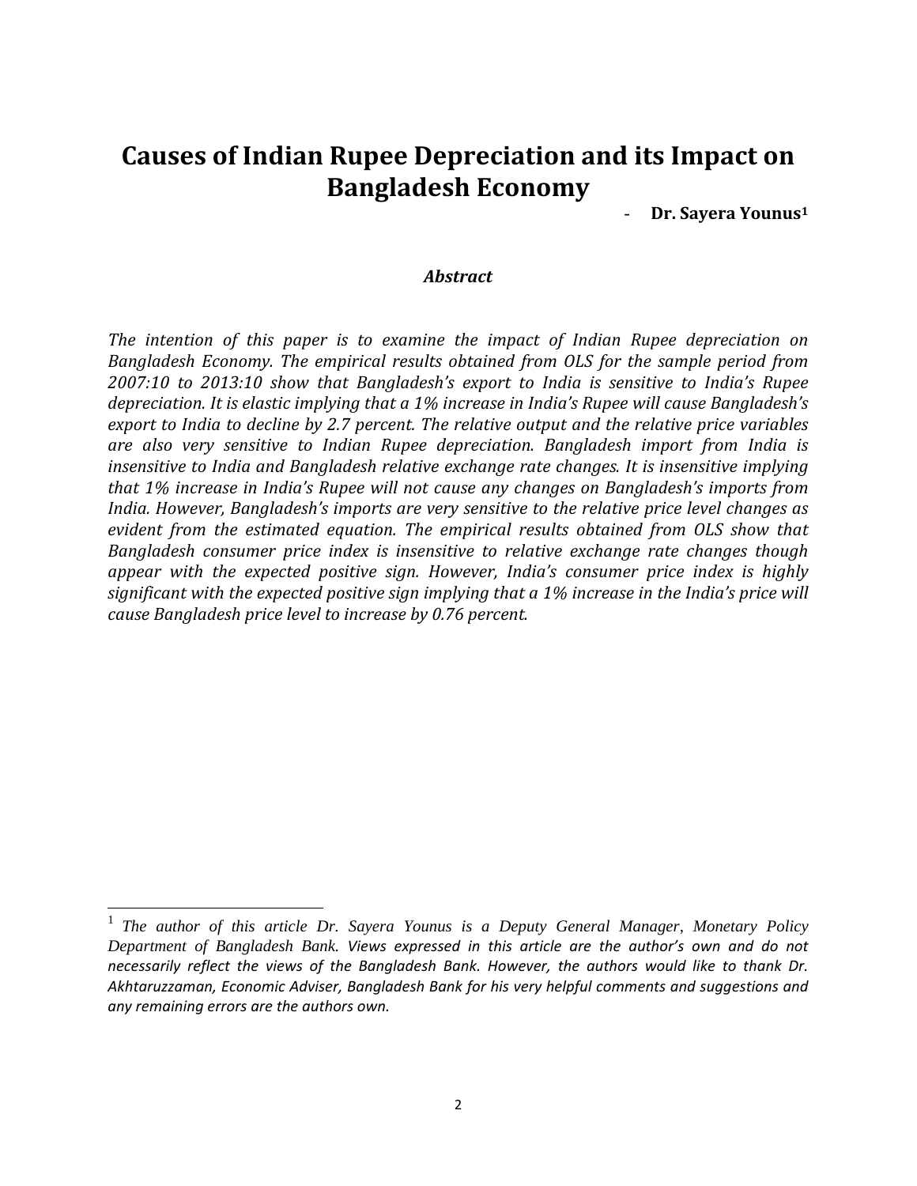# Causes of Indian Rupee Depreciation and its Impact on Bangladesh Economy

- **Dr. Sayera Younus**[1]

### *Abstract*

*The intention of this paper is to examine the impact of Indian Rupee depreciation on Bangladesh Economy. The empirical results obtained from OLS for the sample period from 2007:10 to 2013:10 show that Bangladesh's export to India is sensitive to India's Rupee depreciation. It is elastic implying that a 1% increase in India's Rupee will cause Bangladesh's export to India to decline by 2.7 percent. The relative output and the relative price variables are also very sensitive to Indian Rupee depreciation. Bangladesh import from India is insensitive to India and Bangladesh relative exchange rate changes. It is insensitive implying that 1% increase in India's Rupee will not cause any changes on Bangladesh's imports from India. However, Bangladesh's imports are very sensitive to the relative price level changes as evident from the estimated equation. The empirical results obtained from OLS show that Bangladesh consumer price index is insensitive to relative exchange rate changes though appear with the expected positive sign. However, India's consumer price index is highly significant with the expected positive sign implying that a 1% increase in the India's price will cause Bangladesh price level to increase by 0.76 percent.*

---

[1] *The author of this article Dr. Sayera Younus is a Deputy General Manager, Monetary Policy Department of Bangladesh Bank. Views expressed in this article are the author's own and do not necessarily reflect the views of the Bangladesh Bank. However, the authors would like to thank Dr. Akhtaruzzaman, Economic Adviser, Bangladesh Bank for his very helpful comments and suggestions and any remaining errors are the authors own.*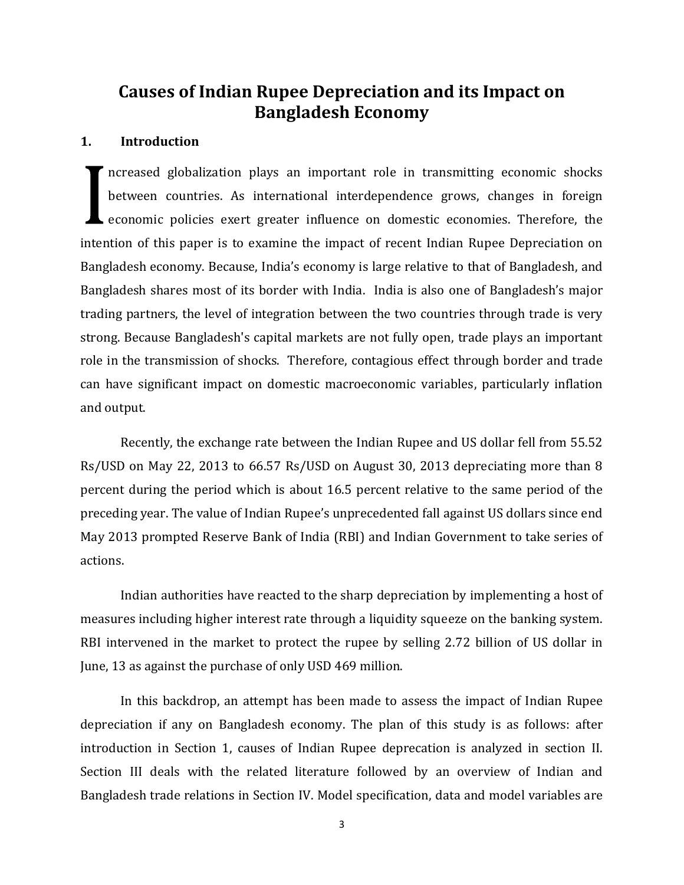# Causes of Indian Rupee Depreciation and its Impact on Bangladesh Economy

## 1. Introduction

Increased globalization plays an important role in transmitting economic shocks between countries. As international interdependence grows, changes in foreign economic policies exert greater influence on domestic economies. Therefore, the intention of this paper is to examine the impact of recent Indian Rupee Depreciation on Bangladesh economy. Because, India's economy is large relative to that of Bangladesh, and Bangladesh shares most of its border with India. India is also one of Bangladesh's major trading partners, the level of integration between the two countries through trade is very strong. Because Bangladesh's capital markets are not fully open, trade plays an important role in the transmission of shocks. Therefore, contagious effect through border and trade can have significant impact on domestic macroeconomic variables, particularly inflation and output.

Recently, the exchange rate between the Indian Rupee and US dollar fell from 55.52 Rs/USD on May 22, 2013 to 66.57 Rs/USD on August 30, 2013 depreciating more than 8 percent during the period which is about 16.5 percent relative to the same period of the preceding year. The value of Indian Rupee's unprecedented fall against US dollars since end May 2013 prompted Reserve Bank of India (RBI) and Indian Government to take series of actions.

Indian authorities have reacted to the sharp depreciation by implementing a host of measures including higher interest rate through a liquidity squeeze on the banking system. RBI intervened in the market to protect the rupee by selling 2.72 billion of US dollar in June, 13 as against the purchase of only USD 469 million.

In this backdrop, an attempt has been made to assess the impact of Indian Rupee depreciation if any on Bangladesh economy. The plan of this study is as follows: after introduction in Section 1, causes of Indian Rupee deprecation is analyzed in section II. Section III deals with the related literature followed by an overview of Indian and Bangladesh trade relations in Section IV. Model specification, data and model variables are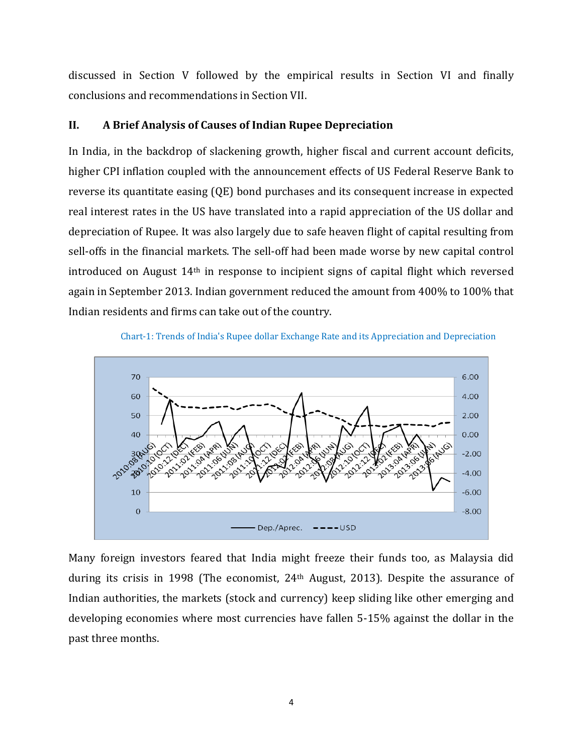discussed in Section V followed by the empirical results in Section VI and finally conclusions and recommendations in Section VII.

## II. A Brief Analysis of Causes of Indian Rupee Depreciation

In India, in the backdrop of slackening growth, higher fiscal and current account deficits, higher CPI inflation coupled with the announcement effects of US Federal Reserve Bank to reverse its quantitate easing (QE) bond purchases and its consequent increase in expected real interest rates in the US have translated into a rapid appreciation of the US dollar and depreciation of Rupee. It was also largely due to safe heaven flight of capital resulting from sell-offs in the financial markets. The sell-off had been made worse by new capital control introduced on August 14th in response to incipient signs of capital flight which reversed again in September 2013. Indian government reduced the amount from 400% to 100% that Indian residents and firms can take out of the country.

Chart-1: Trends of India's Rupee dollar Exchange Rate and its Appreciation and Depreciation

Many foreign investors feared that India might freeze their funds too, as Malaysia did during its crisis in 1998 (The economist, 24th August, 2013). Despite the assurance of Indian authorities, the markets (stock and currency) keep sliding like other emerging and developing economies where most currencies have fallen 5-15% against the dollar in the past three months.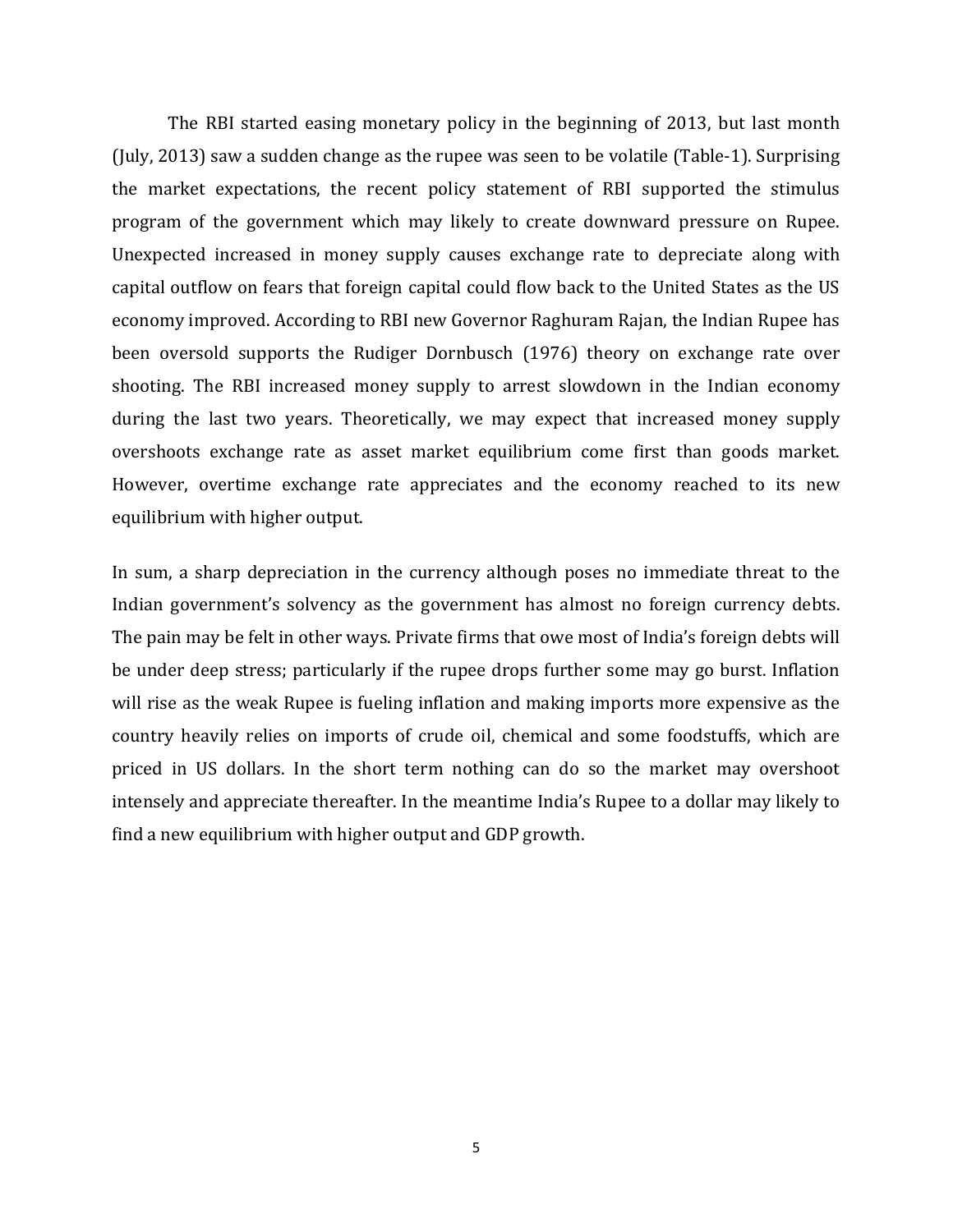The RBI started easing monetary policy in the beginning of 2013, but last month (July, 2013) saw a sudden change as the rupee was seen to be volatile (Table-1). Surprising the market expectations, the recent policy statement of RBI supported the stimulus program of the government which may likely to create downward pressure on Rupee. Unexpected increased in money supply causes exchange rate to depreciate along with capital outflow on fears that foreign capital could flow back to the United States as the US economy improved. According to RBI new Governor Raghuram Rajan, the Indian Rupee has been oversold supports the Rudiger Dornbusch (1976) theory on exchange rate over shooting. The RBI increased money supply to arrest slowdown in the Indian economy during the last two years. Theoretically, we may expect that increased money supply overshoots exchange rate as asset market equilibrium come first than goods market. However, overtime exchange rate appreciates and the economy reached to its new equilibrium with higher output.

In sum, a sharp depreciation in the currency although poses no immediate threat to the Indian government's solvency as the government has almost no foreign currency debts. The pain may be felt in other ways. Private firms that owe most of India's foreign debts will be under deep stress; particularly if the rupee drops further some may go burst. Inflation will rise as the weak Rupee is fueling inflation and making imports more expensive as the country heavily relies on imports of crude oil, chemical and some foodstuffs, which are priced in US dollars. In the short term nothing can do so the market may overshoot intensely and appreciate thereafter. In the meantime India's Rupee to a dollar may likely to find a new equilibrium with higher output and GDP growth.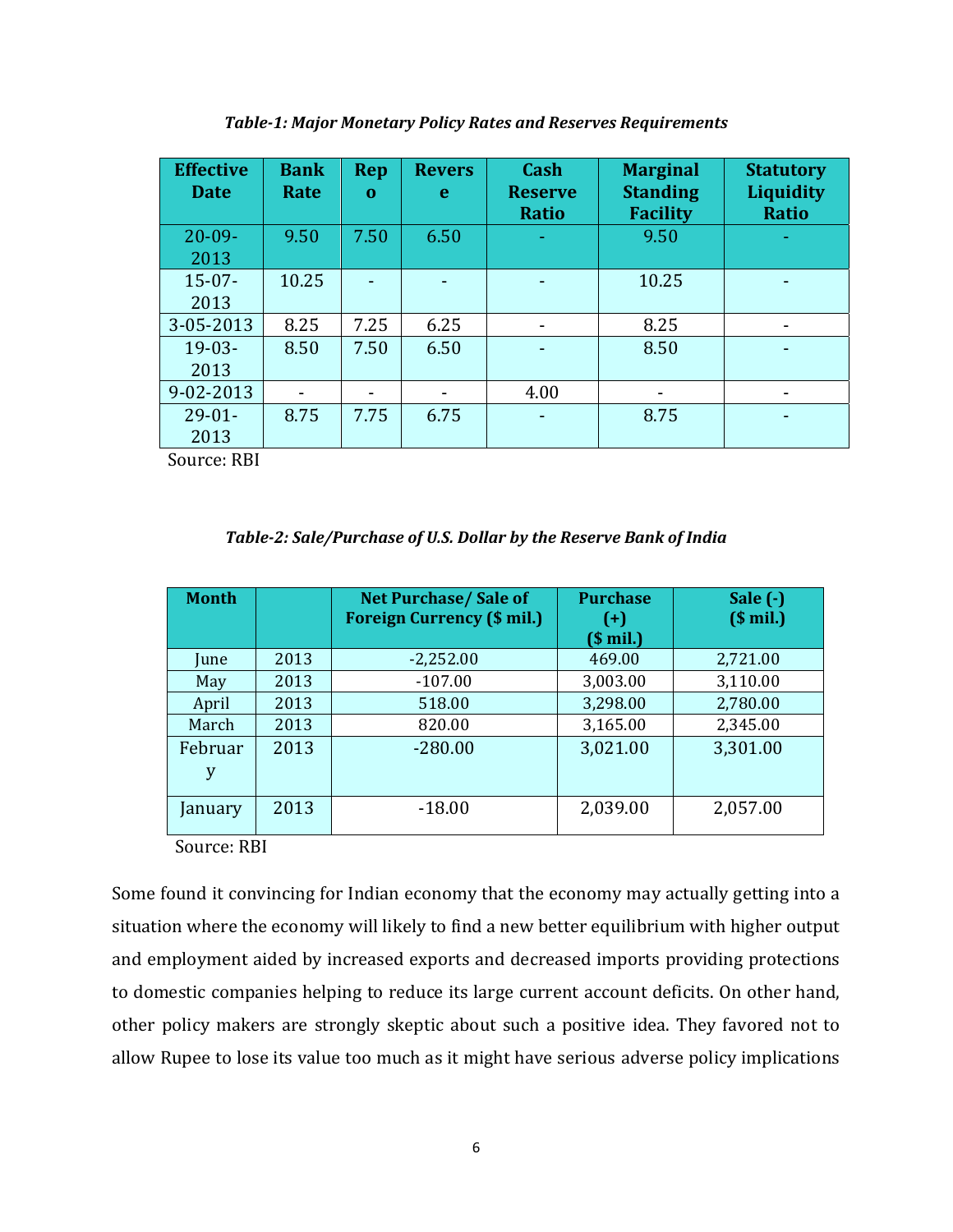*Table-1: Major Monetary Policy Rates and Reserves Requirements*

| Effective Date | Bank Rate | Repo | Reverse | Cash Reserve Ratio | Marginal Standing Facility | Statutory Liquidity Ratio |
|---|---|---|---|---|---|---|
| 20-09-2013 | 9.50 | 7.50 | 6.50 | - | 9.50 | - |
| 15-07-2013 | 10.25 | - | - | - | 10.25 | - |
| 3-05-2013 | 8.25 | 7.25 | 6.25 | - | 8.25 | - |
| 19-03-2013 | 8.50 | 7.50 | 6.50 | - | 8.50 | - |
| 9-02-2013 | - | - | - | 4.00 | - | - |
| 29-01-2013 | 8.75 | 7.75 | 6.75 | - | 8.75 | - |

Source: RBI

*Table-2: Sale/Purchase of U.S. Dollar by the Reserve Bank of India*

| Month | | Net Purchase/ Sale of Foreign Currency ($ mil.) | Purchase (+) ($ mil.) | Sale (-) ($ mil.) |
|---|---|---|---|---|
| June | 2013 | -2,252.00 | 469.00 | 2,721.00 |
| May | 2013 | -107.00 | 3,003.00 | 3,110.00 |
| April | 2013 | 518.00 | 3,298.00 | 2,780.00 |
| March | 2013 | 820.00 | 3,165.00 | 2,345.00 |
| February | 2013 | -280.00 | 3,021.00 | 3,301.00 |
| January | 2013 | -18.00 | 2,039.00 | 2,057.00 |

Source: RBI

Some found it convincing for Indian economy that the economy may actually getting into a situation where the economy will likely to find a new better equilibrium with higher output and employment aided by increased exports and decreased imports providing protections to domestic companies helping to reduce its large current account deficits. On other hand, other policy makers are strongly skeptic about such a positive idea. They favored not to allow Rupee to lose its value too much as it might have serious adverse policy implications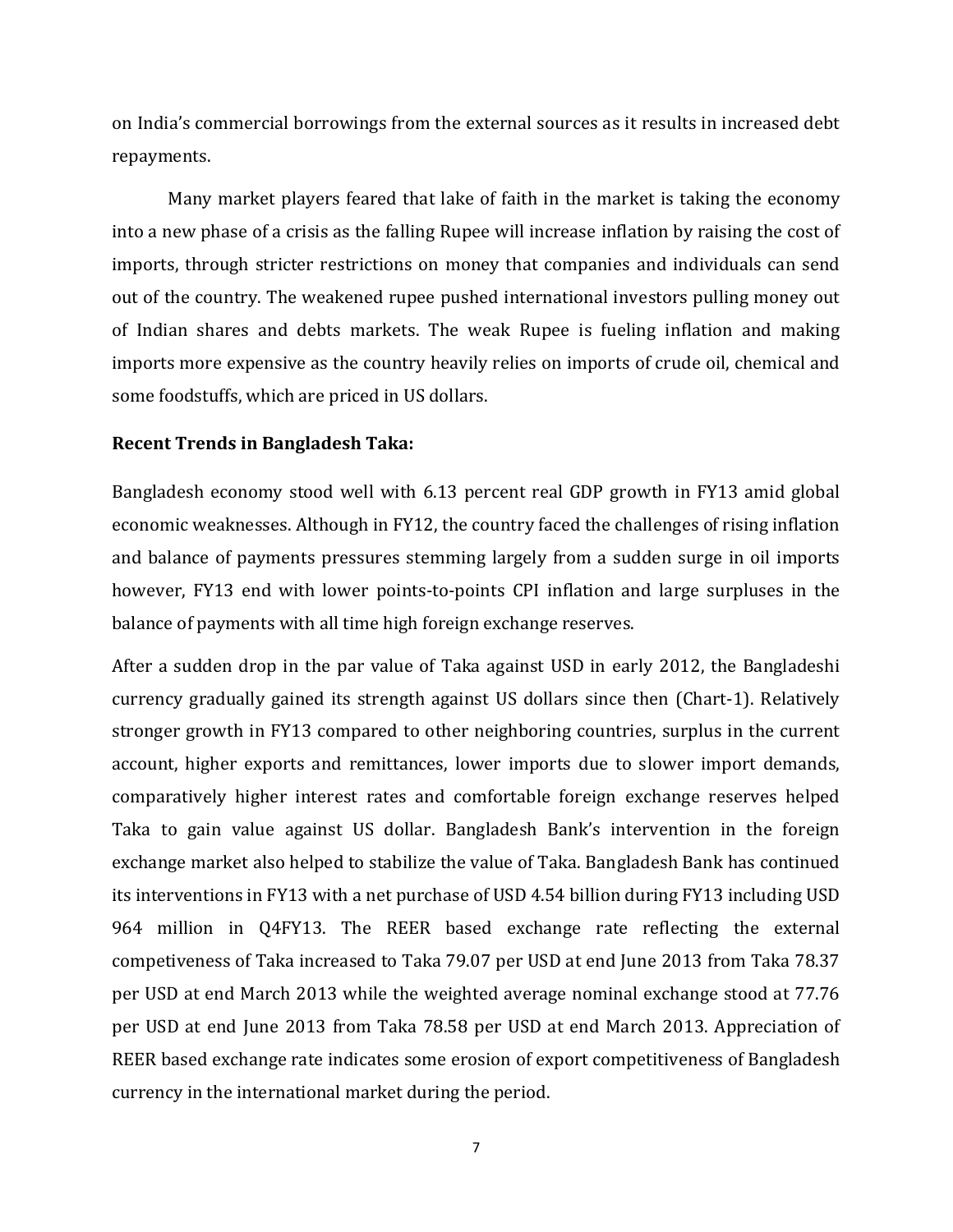on India's commercial borrowings from the external sources as it results in increased debt repayments.

Many market players feared that lake of faith in the market is taking the economy into a new phase of a crisis as the falling Rupee will increase inflation by raising the cost of imports, through stricter restrictions on money that companies and individuals can send out of the country. The weakened rupee pushed international investors pulling money out of Indian shares and debts markets. The weak Rupee is fueling inflation and making imports more expensive as the country heavily relies on imports of crude oil, chemical and some foodstuffs, which are priced in US dollars.

**Recent Trends in Bangladesh Taka:**

Bangladesh economy stood well with 6.13 percent real GDP growth in FY13 amid global economic weaknesses. Although in FY12, the country faced the challenges of rising inflation and balance of payments pressures stemming largely from a sudden surge in oil imports however, FY13 end with lower points-to-points CPI inflation and large surpluses in the balance of payments with all time high foreign exchange reserves.

After a sudden drop in the par value of Taka against USD in early 2012, the Bangladeshi currency gradually gained its strength against US dollars since then (Chart-1). Relatively stronger growth in FY13 compared to other neighboring countries, surplus in the current account, higher exports and remittances, lower imports due to slower import demands, comparatively higher interest rates and comfortable foreign exchange reserves helped Taka to gain value against US dollar. Bangladesh Bank's intervention in the foreign exchange market also helped to stabilize the value of Taka. Bangladesh Bank has continued its interventions in FY13 with a net purchase of USD 4.54 billion during FY13 including USD 964 million in Q4FY13. The REER based exchange rate reflecting the external competiveness of Taka increased to Taka 79.07 per USD at end June 2013 from Taka 78.37 per USD at end March 2013 while the weighted average nominal exchange stood at 77.76 per USD at end June 2013 from Taka 78.58 per USD at end March 2013. Appreciation of REER based exchange rate indicates some erosion of export competitiveness of Bangladesh currency in the international market during the period.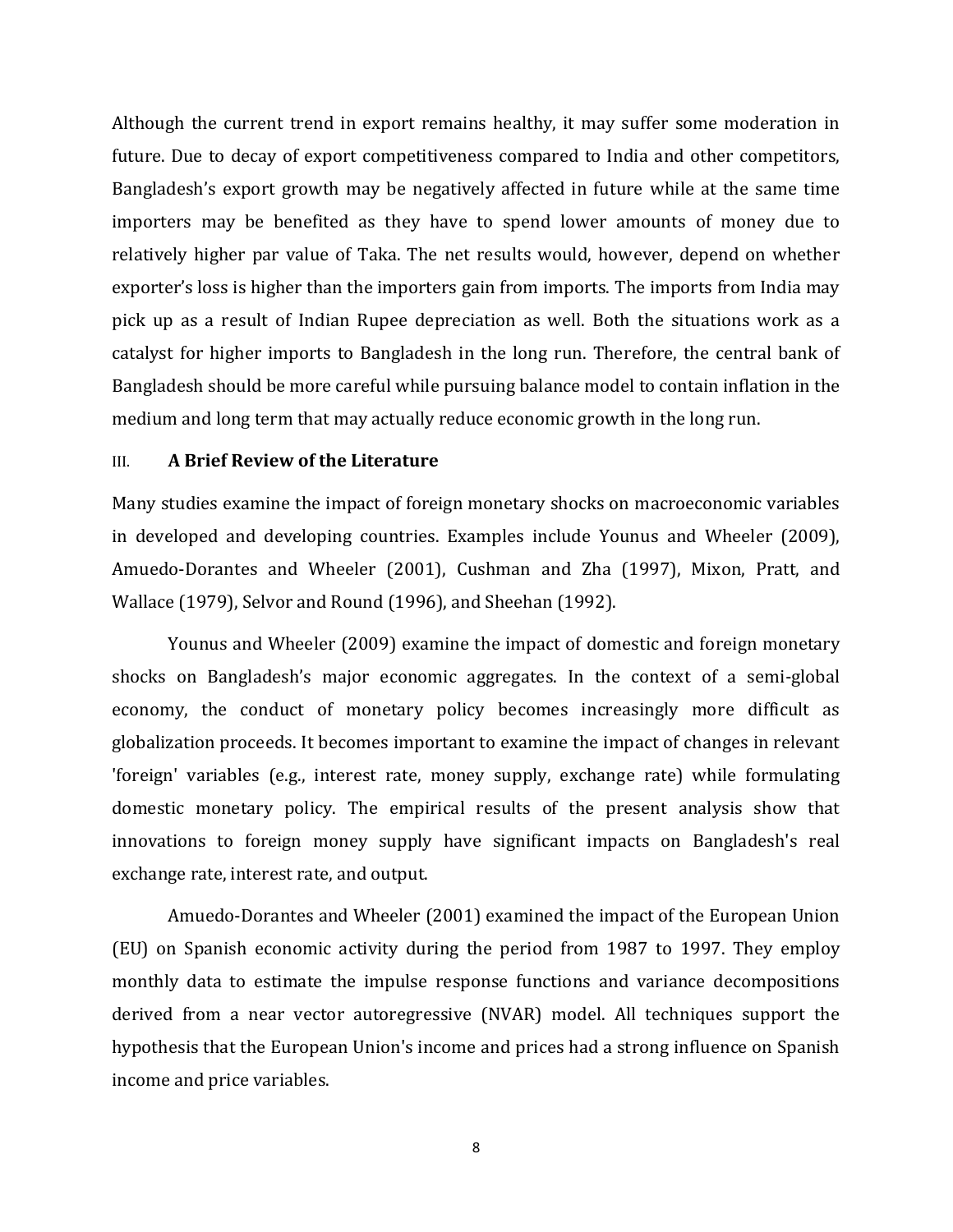Although the current trend in export remains healthy, it may suffer some moderation in future. Due to decay of export competitiveness compared to India and other competitors, Bangladesh's export growth may be negatively affected in future while at the same time importers may be benefited as they have to spend lower amounts of money due to relatively higher par value of Taka. The net results would, however, depend on whether exporter's loss is higher than the importers gain from imports. The imports from India may pick up as a result of Indian Rupee depreciation as well. Both the situations work as a catalyst for higher imports to Bangladesh in the long run. Therefore, the central bank of Bangladesh should be more careful while pursuing balance model to contain inflation in the medium and long term that may actually reduce economic growth in the long run.

## III. A Brief Review of the Literature

Many studies examine the impact of foreign monetary shocks on macroeconomic variables in developed and developing countries. Examples include Younus and Wheeler (2009), Amuedo-Dorantes and Wheeler (2001), Cushman and Zha (1997), Mixon, Pratt, and Wallace (1979), Selvor and Round (1996), and Sheehan (1992).

Younus and Wheeler (2009) examine the impact of domestic and foreign monetary shocks on Bangladesh's major economic aggregates. In the context of a semi-global economy, the conduct of monetary policy becomes increasingly more difficult as globalization proceeds. It becomes important to examine the impact of changes in relevant 'foreign' variables (e.g., interest rate, money supply, exchange rate) while formulating domestic monetary policy. The empirical results of the present analysis show that innovations to foreign money supply have significant impacts on Bangladesh's real exchange rate, interest rate, and output.

Amuedo-Dorantes and Wheeler (2001) examined the impact of the European Union (EU) on Spanish economic activity during the period from 1987 to 1997. They employ monthly data to estimate the impulse response functions and variance decompositions derived from a near vector autoregressive (NVAR) model. All techniques support the hypothesis that the European Union's income and prices had a strong influence on Spanish income and price variables.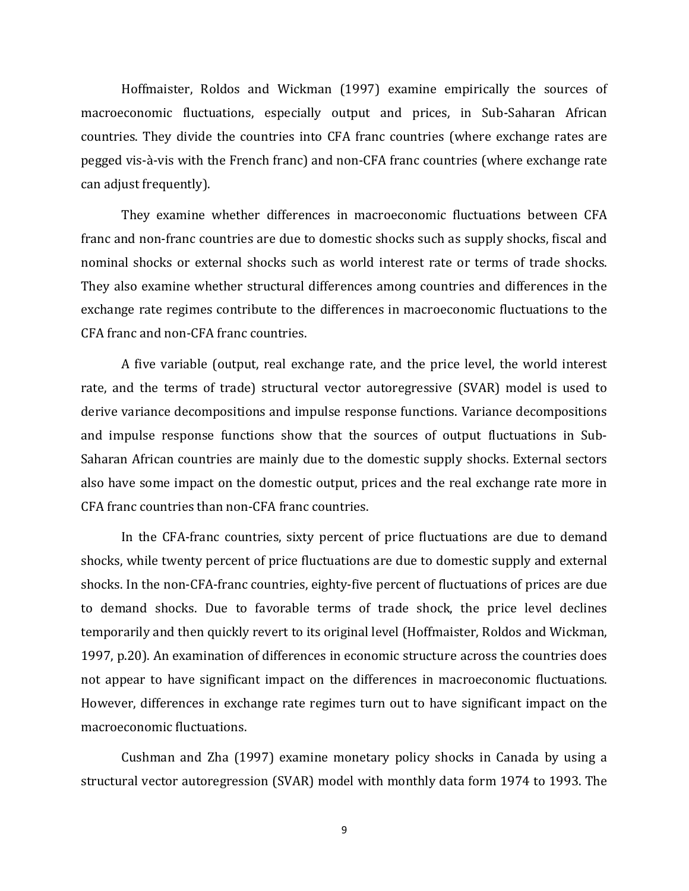Hoffmaister, Roldos and Wickman (1997) examine empirically the sources of macroeconomic fluctuations, especially output and prices, in Sub-Saharan African countries. They divide the countries into CFA franc countries (where exchange rates are pegged vis-à-vis with the French franc) and non-CFA franc countries (where exchange rate can adjust frequently).

They examine whether differences in macroeconomic fluctuations between CFA franc and non-franc countries are due to domestic shocks such as supply shocks, fiscal and nominal shocks or external shocks such as world interest rate or terms of trade shocks. They also examine whether structural differences among countries and differences in the exchange rate regimes contribute to the differences in macroeconomic fluctuations to the CFA franc and non-CFA franc countries.

A five variable (output, real exchange rate, and the price level, the world interest rate, and the terms of trade) structural vector autoregressive (SVAR) model is used to derive variance decompositions and impulse response functions. Variance decompositions and impulse response functions show that the sources of output fluctuations in Sub-Saharan African countries are mainly due to the domestic supply shocks. External sectors also have some impact on the domestic output, prices and the real exchange rate more in CFA franc countries than non-CFA franc countries.

In the CFA-franc countries, sixty percent of price fluctuations are due to demand shocks, while twenty percent of price fluctuations are due to domestic supply and external shocks. In the non-CFA-franc countries, eighty-five percent of fluctuations of prices are due to demand shocks. Due to favorable terms of trade shock, the price level declines temporarily and then quickly revert to its original level (Hoffmaister, Roldos and Wickman, 1997, p.20). An examination of differences in economic structure across the countries does not appear to have significant impact on the differences in macroeconomic fluctuations. However, differences in exchange rate regimes turn out to have significant impact on the macroeconomic fluctuations.

Cushman and Zha (1997) examine monetary policy shocks in Canada by using a structural vector autoregression (SVAR) model with monthly data form 1974 to 1993. The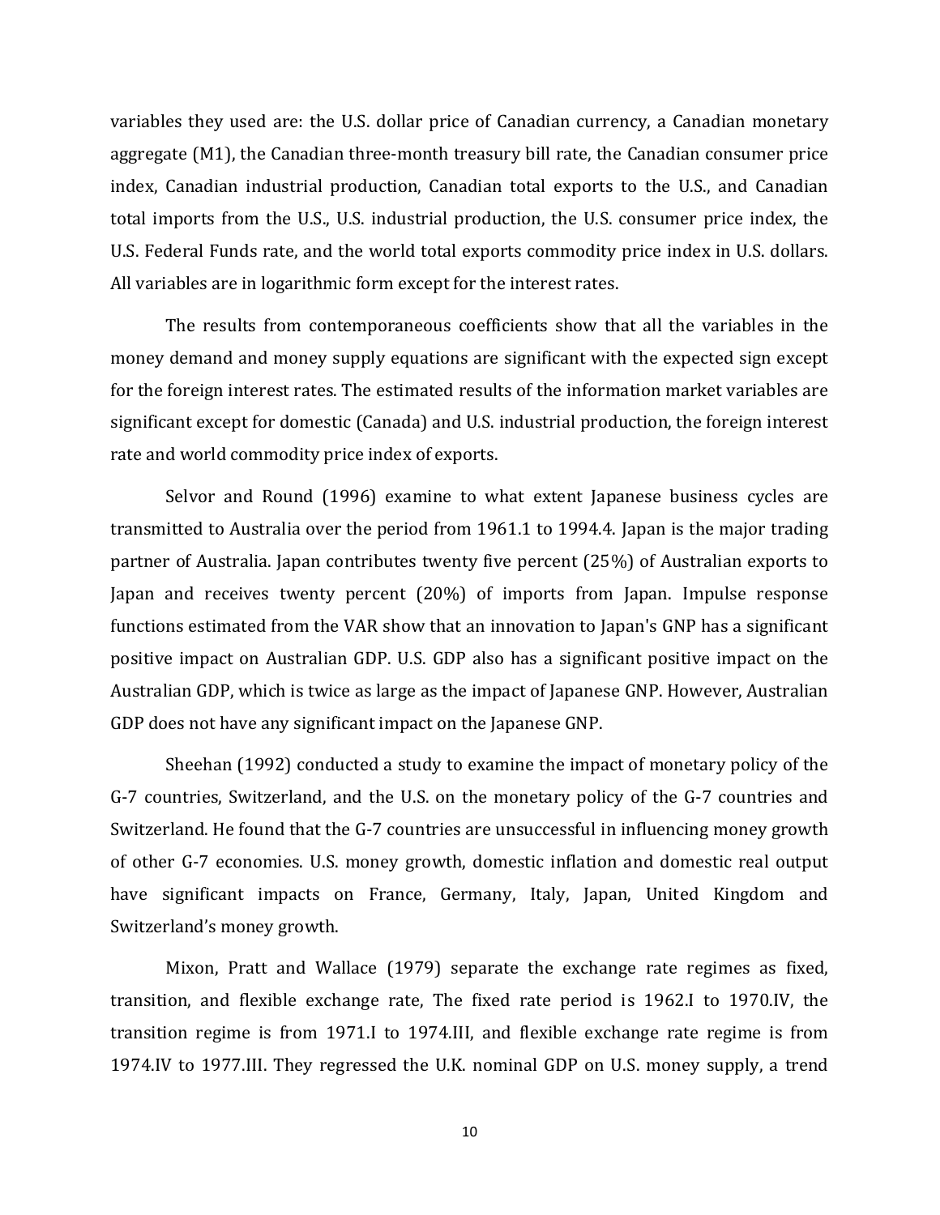variables they used are: the U.S. dollar price of Canadian currency, a Canadian monetary aggregate (M1), the Canadian three-month treasury bill rate, the Canadian consumer price index, Canadian industrial production, Canadian total exports to the U.S., and Canadian total imports from the U.S., U.S. industrial production, the U.S. consumer price index, the U.S. Federal Funds rate, and the world total exports commodity price index in U.S. dollars. All variables are in logarithmic form except for the interest rates.

The results from contemporaneous coefficients show that all the variables in the money demand and money supply equations are significant with the expected sign except for the foreign interest rates. The estimated results of the information market variables are significant except for domestic (Canada) and U.S. industrial production, the foreign interest rate and world commodity price index of exports.

Selvor and Round (1996) examine to what extent Japanese business cycles are transmitted to Australia over the period from 1961.1 to 1994.4. Japan is the major trading partner of Australia. Japan contributes twenty five percent (25%) of Australian exports to Japan and receives twenty percent (20%) of imports from Japan. Impulse response functions estimated from the VAR show that an innovation to Japan's GNP has a significant positive impact on Australian GDP. U.S. GDP also has a significant positive impact on the Australian GDP, which is twice as large as the impact of Japanese GNP. However, Australian GDP does not have any significant impact on the Japanese GNP.

Sheehan (1992) conducted a study to examine the impact of monetary policy of the G-7 countries, Switzerland, and the U.S. on the monetary policy of the G-7 countries and Switzerland. He found that the G-7 countries are unsuccessful in influencing money growth of other G-7 economies. U.S. money growth, domestic inflation and domestic real output have significant impacts on France, Germany, Italy, Japan, United Kingdom and Switzerland's money growth.

Mixon, Pratt and Wallace (1979) separate the exchange rate regimes as fixed, transition, and flexible exchange rate, The fixed rate period is 1962.I to 1970.IV, the transition regime is from 1971.I to 1974.III, and flexible exchange rate regime is from 1974.IV to 1977.III. They regressed the U.K. nominal GDP on U.S. money supply, a trend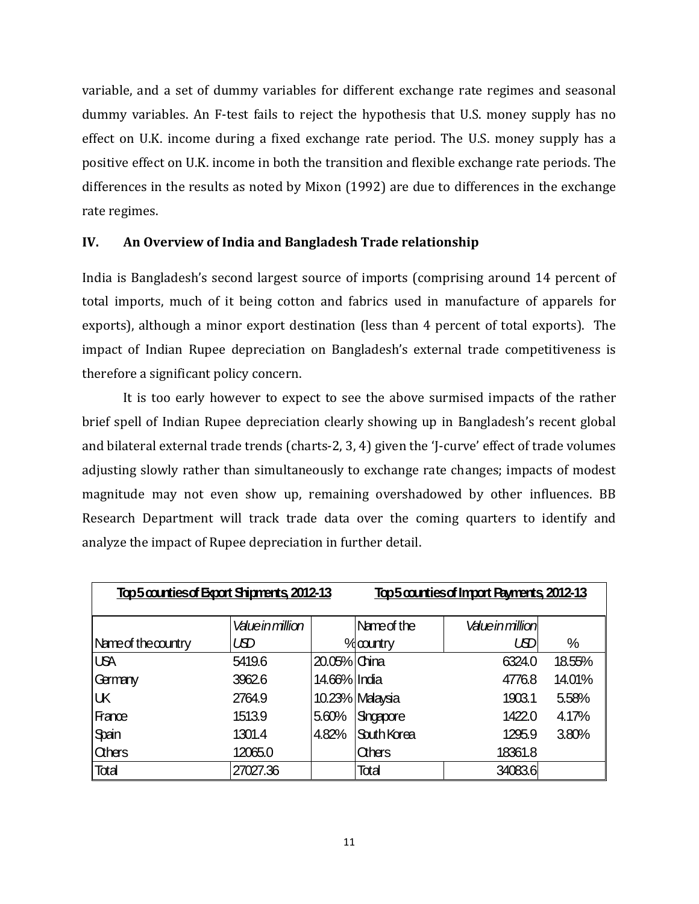variable, and a set of dummy variables for different exchange rate regimes and seasonal dummy variables. An F-test fails to reject the hypothesis that U.S. money supply has no effect on U.K. income during a fixed exchange rate period. The U.S. money supply has a positive effect on U.K. income in both the transition and flexible exchange rate periods. The differences in the results as noted by Mixon (1992) are due to differences in the exchange rate regimes.

## IV. An Overview of India and Bangladesh Trade relationship

India is Bangladesh's second largest source of imports (comprising around 14 percent of total imports, much of it being cotton and fabrics used in manufacture of apparels for exports), although a minor export destination (less than 4 percent of total exports). The impact of Indian Rupee depreciation on Bangladesh's external trade competitiveness is therefore a significant policy concern.

It is too early however to expect to see the above surmised impacts of the rather brief spell of Indian Rupee depreciation clearly showing up in Bangladesh's recent global and bilateral external trade trends (charts-2, 3, 4) given the 'J-curve' effect of trade volumes adjusting slowly rather than simultaneously to exchange rate changes; impacts of modest magnitude may not even show up, remaining overshadowed by other influences. BB Research Department will track trade data over the coming quarters to identify and analyze the impact of Rupee depreciation in further detail.

| Top 5 counties of Export Shipments, 2012-13 | | | Top 5 counties of Import Payments, 2012-13 | | |
|---|---|---|---|---|---|
| Name of the country | *Value in million USD* | % | Name of the country | *Value in million USD* | % |
| USA | 5419.6 | 20.05% | China | 6324.0 | 18.55% |
| Germany | 3962.6 | 14.66% | India | 4776.8 | 14.01% |
| UK | 2764.9 | 10.23% | Malaysia | 1903.1 | 5.58% |
| France | 1513.9 | 5.60% | Singapore | 1422.0 | 4.17% |
| Spain | 1301.4 | 4.82% | South Korea | 1295.9 | 3.80% |
| Others | 12065.0 | | Others | 18361.8 | |
| Total | 27027.36 | | Total | 34083.6 | |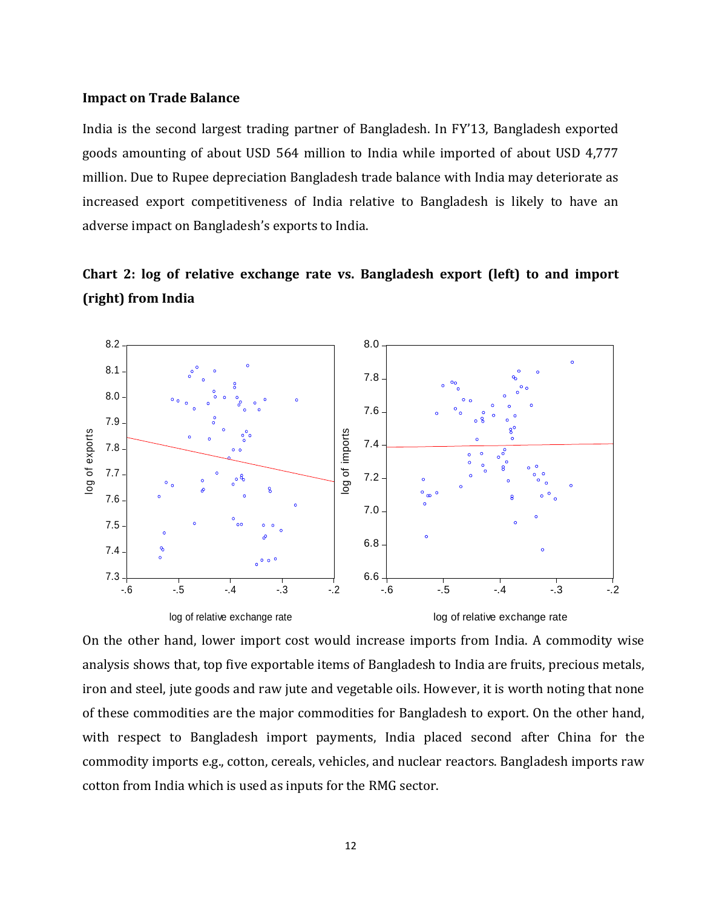### Impact on Trade Balance

India is the second largest trading partner of Bangladesh. In FY'13, Bangladesh exported goods amounting of about USD 564 million to India while imported of about USD 4,777 million. Due to Rupee depreciation Bangladesh trade balance with India may deteriorate as increased export competitiveness of India relative to Bangladesh is likely to have an adverse impact on Bangladesh's exports to India.

**Chart 2: log of relative exchange rate vs. Bangladesh export (left) to and import (right) from India**

On the other hand, lower import cost would increase imports from India. A commodity wise analysis shows that, top five exportable items of Bangladesh to India are fruits, precious metals, iron and steel, jute goods and raw jute and vegetable oils. However, it is worth noting that none of these commodities are the major commodities for Bangladesh to export. On the other hand, with respect to Bangladesh import payments, India placed second after China for the commodity imports e.g., cotton, cereals, vehicles, and nuclear reactors. Bangladesh imports raw cotton from India which is used as inputs for the RMG sector.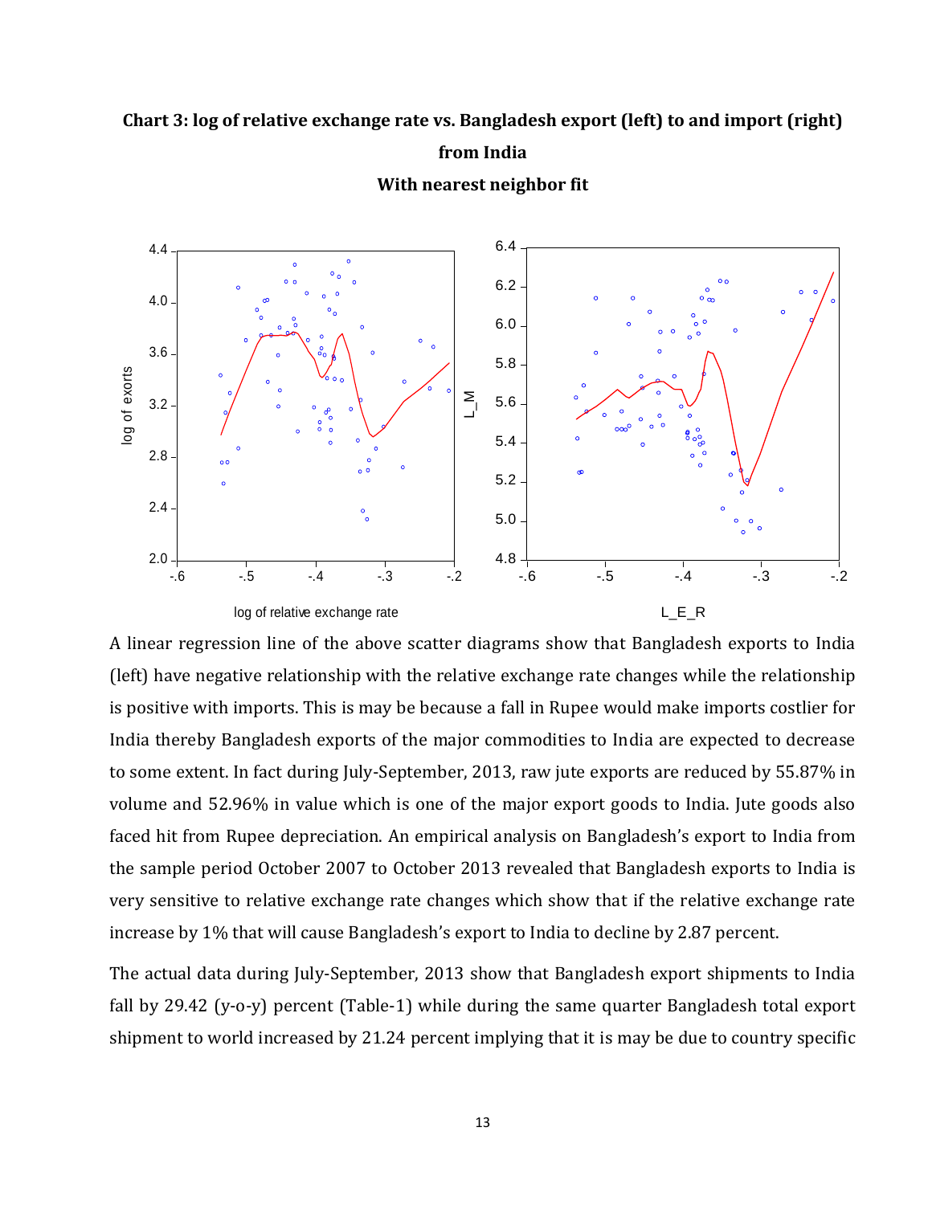**Chart 3: log of relative exchange rate vs. Bangladesh export (left) to and import (right) from India**

**With nearest neighbor fit**

A linear regression line of the above scatter diagrams show that Bangladesh exports to India (left) have negative relationship with the relative exchange rate changes while the relationship is positive with imports. This is may be because a fall in Rupee would make imports costlier for India thereby Bangladesh exports of the major commodities to India are expected to decrease to some extent. In fact during July-September, 2013, raw jute exports are reduced by 55.87% in volume and 52.96% in value which is one of the major export goods to India. Jute goods also faced hit from Rupee depreciation. An empirical analysis on Bangladesh's export to India from the sample period October 2007 to October 2013 revealed that Bangladesh exports to India is very sensitive to relative exchange rate changes which show that if the relative exchange rate increase by 1% that will cause Bangladesh's export to India to decline by 2.87 percent.

The actual data during July-September, 2013 show that Bangladesh export shipments to India fall by 29.42 (y-o-y) percent (Table-1) while during the same quarter Bangladesh total export shipment to world increased by 21.24 percent implying that it is may be due to country specific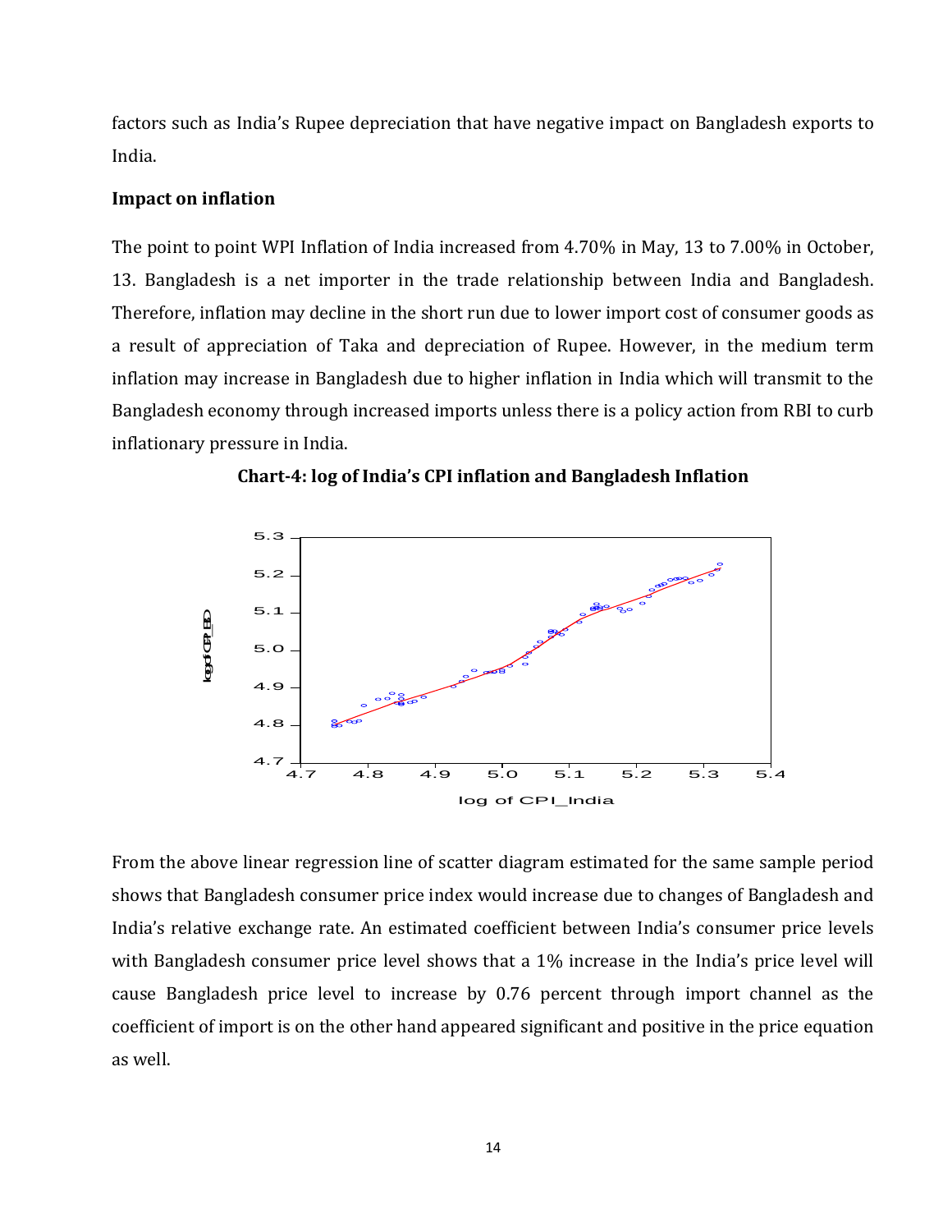factors such as India's Rupee depreciation that have negative impact on Bangladesh exports to India.

**Impact on inflation**

The point to point WPI Inflation of India increased from 4.70% in May, 13 to 7.00% in October, 13. Bangladesh is a net importer in the trade relationship between India and Bangladesh. Therefore, inflation may decline in the short run due to lower import cost of consumer goods as a result of appreciation of Taka and depreciation of Rupee. However, in the medium term inflation may increase in Bangladesh due to higher inflation in India which will transmit to the Bangladesh economy through increased imports unless there is a policy action from RBI to curb inflationary pressure in India.

**Chart-4: log of India's CPI inflation and Bangladesh Inflation**

From the above linear regression line of scatter diagram estimated for the same sample period shows that Bangladesh consumer price index would increase due to changes of Bangladesh and India's relative exchange rate. An estimated coefficient between India's consumer price levels with Bangladesh consumer price level shows that a 1% increase in the India's price level will cause Bangladesh price level to increase by 0.76 percent through import channel as the coefficient of import is on the other hand appeared significant and positive in the price equation as well.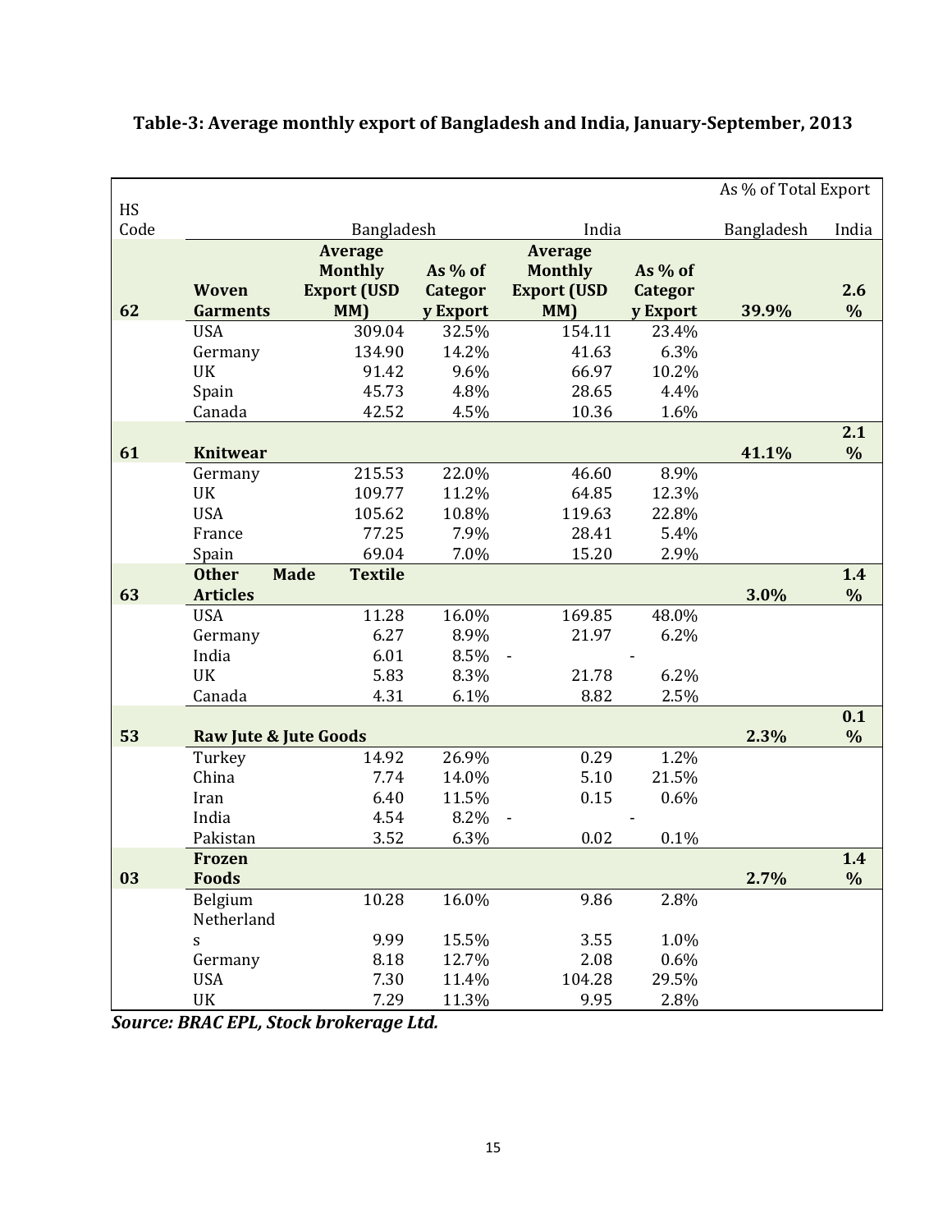**Table-3: Average monthly export of Bangladesh and India, January-September, 2013**

| HS Code | | Bangladesh | | India | | As % of Total Export | |
|---|---|---|---|---|---|---|---|
| | | | | | | Bangladesh | India |
| **62** | **Woven Garments** | **Average Monthly Export (USD MM)** | **As % of Category Export** | **Average Monthly Export (USD MM)** | **As % of Category Export** | **39.9%** | **2.6 %** |
| | USA | 309.04 | 32.5% | 154.11 | 23.4% | | |
| | Germany | 134.90 | 14.2% | 41.63 | 6.3% | | |
| | UK | 91.42 | 9.6% | 66.97 | 10.2% | | |
| | Spain | 45.73 | 4.8% | 28.65 | 4.4% | | |
| | Canada | 42.52 | 4.5% | 10.36 | 1.6% | | |
| **61** | **Knitwear** | | | | | **41.1%** | **2.1 %** |
| | Germany | 215.53 | 22.0% | 46.60 | 8.9% | | |
| | UK | 109.77 | 11.2% | 64.85 | 12.3% | | |
| | USA | 105.62 | 10.8% | 119.63 | 22.8% | | |
| | France | 77.25 | 7.9% | 28.41 | 5.4% | | |
| | Spain | 69.04 | 7.0% | 15.20 | 2.9% | | |
| **63** | **Other Made Textile Articles** | | | | | **3.0%** | **1.4 %** |
| | USA | 11.28 | 16.0% | 169.85 | 48.0% | | |
| | Germany | 6.27 | 8.9% | 21.97 | 6.2% | | |
| | India | 6.01 | 8.5% | - | - | | |
| | UK | 5.83 | 8.3% | 21.78 | 6.2% | | |
| | Canada | 4.31 | 6.1% | 8.82 | 2.5% | | |
| **53** | **Raw Jute & Jute Goods** | | | | | **2.3%** | **0.1 %** |
| | Turkey | 14.92 | 26.9% | 0.29 | 1.2% | | |
| | China | 7.74 | 14.0% | 5.10 | 21.5% | | |
| | Iran | 6.40 | 11.5% | 0.15 | 0.6% | | |
| | India | 4.54 | 8.2% | - | - | | |
| | Pakistan | 3.52 | 6.3% | 0.02 | 0.1% | | |
| **03** | **Frozen Foods** | | | | | **2.7%** | **1.4 %** |
| | Belgium | 10.28 | 16.0% | 9.86 | 2.8% | | |
| | Netherlands | 9.99 | 15.5% | 3.55 | 1.0% | | |
| | Germany | 8.18 | 12.7% | 2.08 | 0.6% | | |
| | USA | 7.30 | 11.4% | 104.28 | 29.5% | | |
| | UK | 7.29 | 11.3% | 9.95 | 2.8% | | |

***Source: BRAC EPL, Stock brokerage Ltd.***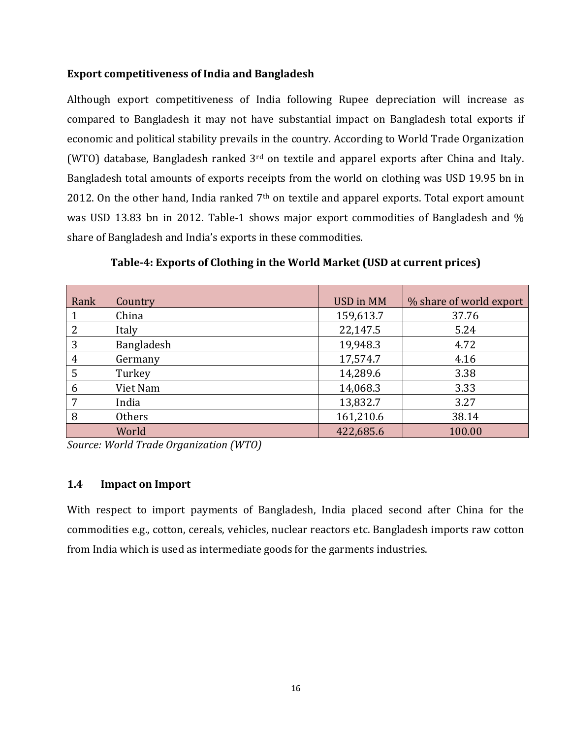**Export competitiveness of India and Bangladesh**

Although export competitiveness of India following Rupee depreciation will increase as compared to Bangladesh it may not have substantial impact on Bangladesh total exports if economic and political stability prevails in the country. According to World Trade Organization (WTO) database, Bangladesh ranked 3rd on textile and apparel exports after China and Italy. Bangladesh total amounts of exports receipts from the world on clothing was USD 19.95 bn in 2012. On the other hand, India ranked 7th on textile and apparel exports. Total export amount was USD 13.83 bn in 2012. Table-1 shows major export commodities of Bangladesh and % share of Bangladesh and India's exports in these commodities.

**Table-4: Exports of Clothing in the World Market (USD at current prices)**

| Rank | Country | USD in MM | % share of world export |
|---|---|---|---|
| 1 | China | 159,613.7 | 37.76 |
| 2 | Italy | 22,147.5 | 5.24 |
| 3 | Bangladesh | 19,948.3 | 4.72 |
| 4 | Germany | 17,574.7 | 4.16 |
| 5 | Turkey | 14,289.6 | 3.38 |
| 6 | Viet Nam | 14,068.3 | 3.33 |
| 7 | India | 13,832.7 | 3.27 |
| 8 | Others | 161,210.6 | 38.14 |
| | World | 422,685.6 | 100.00 |

*Source: World Trade Organization (WTO)*

### 1.4 Impact on Import

With respect to import payments of Bangladesh, India placed second after China for the commodities e.g., cotton, cereals, vehicles, nuclear reactors etc. Bangladesh imports raw cotton from India which is used as intermediate goods for the garments industries.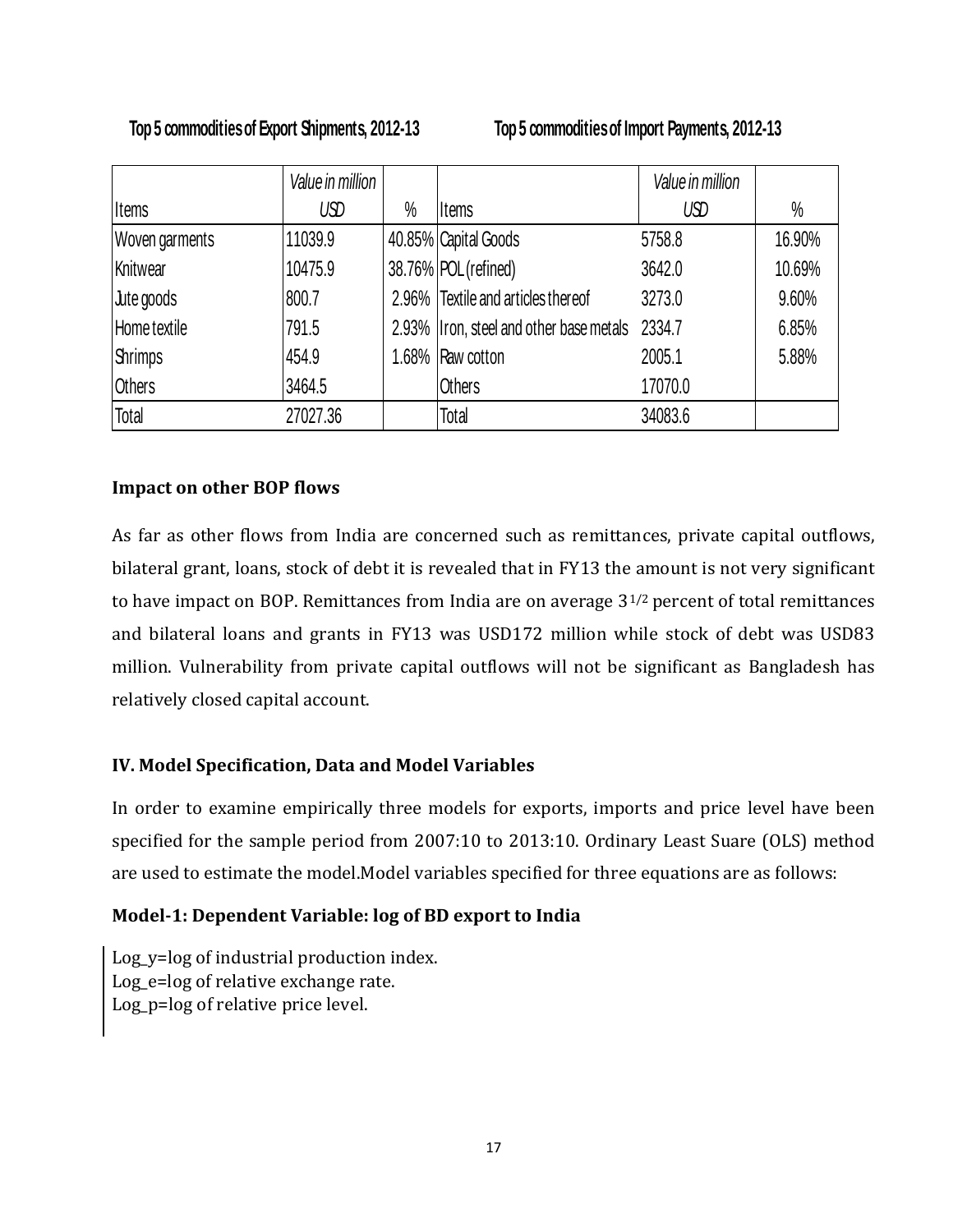**Top 5 commodities of Export Shipments, 2012-13** **Top 5 commodities of Import Payments, 2012-13**

| Items | *Value in million USD* | % | Items | *Value in million USD* | % |
|---|---|---|---|---|---|
| Woven garments | 11039.9 | 40.85% | Capital Goods | 5758.8 | 16.90% |
| Knitwear | 10475.9 | 38.76% | POL (refined) | 3642.0 | 10.69% |
| Jute goods | 800.7 | 2.96% | Textile and articles thereof | 3273.0 | 9.60% |
| Home textile | 791.5 | 2.93% | Iron, steel and other base metals | 2334.7 | 6.85% |
| Shrimps | 454.9 | 1.68% | Raw cotton | 2005.1 | 5.88% |
| Others | 3464.5 | | Others | 17070.0 | |
| Total | 27027.36 | | Total | 34083.6 | |

**Impact on other BOP flows**

As far as other flows from India are concerned such as remittances, private capital outflows, bilateral grant, loans, stock of debt it is revealed that in FY13 the amount is not very significant to have impact on BOP. Remittances from India are on average $3^{1/2}$ percent of total remittances and bilateral loans and grants in FY13 was USD172 million while stock of debt was USD83 million. Vulnerability from private capital outflows will not be significant as Bangladesh has relatively closed capital account.

## IV. Model Specification, Data and Model Variables

In order to examine empirically three models for exports, imports and price level have been specified for the sample period from 2007:10 to 2013:10. Ordinary Least Suare (OLS) method are used to estimate the model.Model variables specified for three equations are as follows:

**Model-1: Dependent Variable: log of BD export to India**

Log_y=log of industrial production index.
Log_e=log of relative exchange rate.
Log_p=log of relative price level.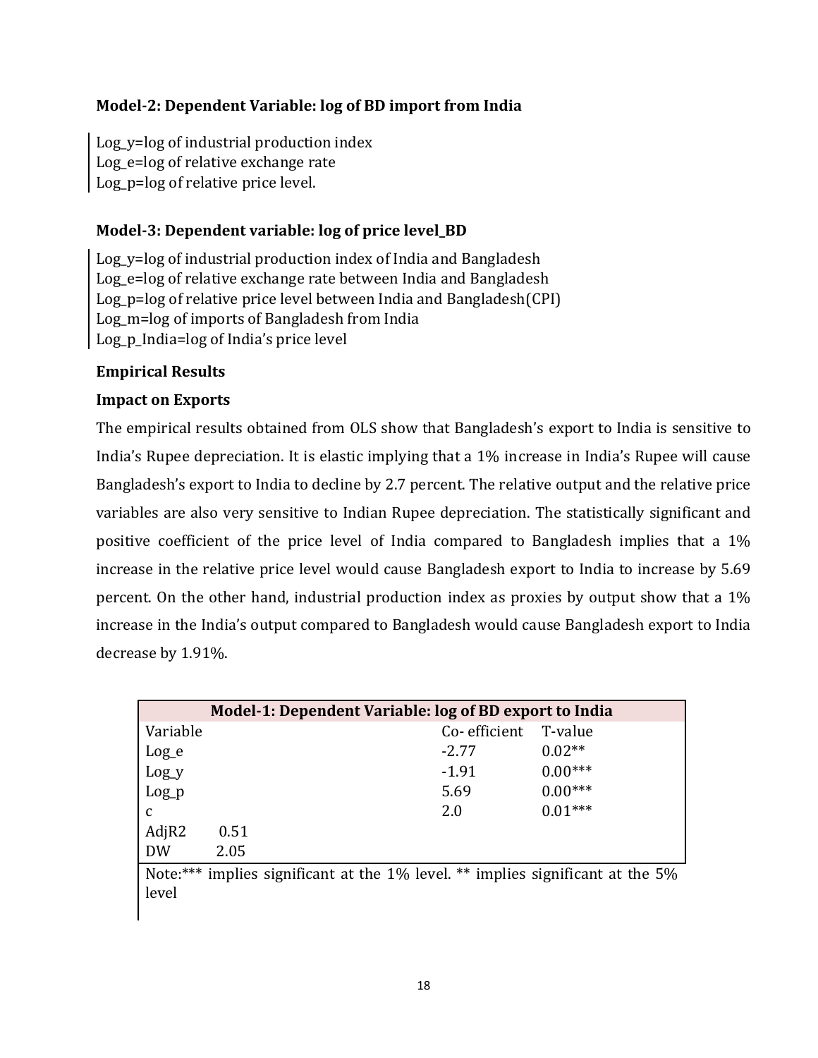**Model-2: Dependent Variable: log of BD import from India**

Log_y=log of industrial production index
Log_e=log of relative exchange rate
Log_p=log of relative price level.

**Model-3: Dependent variable: log of price level_BD**

Log_y=log of industrial production index of India and Bangladesh
Log_e=log of relative exchange rate between India and Bangladesh
Log_p=log of relative price level between India and Bangladesh(CPI)
Log_m=log of imports of Bangladesh from India
Log_p_India=log of India's price level

**Empirical Results**

**Impact on Exports**

The empirical results obtained from OLS show that Bangladesh's export to India is sensitive to India's Rupee depreciation. It is elastic implying that a 1% increase in India's Rupee will cause Bangladesh's export to India to decline by 2.7 percent. The relative output and the relative price variables are also very sensitive to Indian Rupee depreciation. The statistically significant and positive coefficient of the price level of India compared to Bangladesh implies that a 1% increase in the relative price level would cause Bangladesh export to India to increase by 5.69 percent. On the other hand, industrial production index as proxies by output show that a 1% increase in the India's output compared to Bangladesh would cause Bangladesh export to India decrease by 1.91%.

| Model-1: Dependent Variable: log of BD export to India | | |
|---|---|---|
| Variable | Co- efficient | T-value |
| Log_e | -2.77 | 0.02** |
| Log_y | -1.91 | 0.00*** |
| Log_p | 5.69 | 0.00*** |
| c | 2.0 | 0.01*** |
| AdjR2 0.51 | | |
| DW 2.05 | | |

Note:*** implies significant at the 1% level. ** implies significant at the 5% level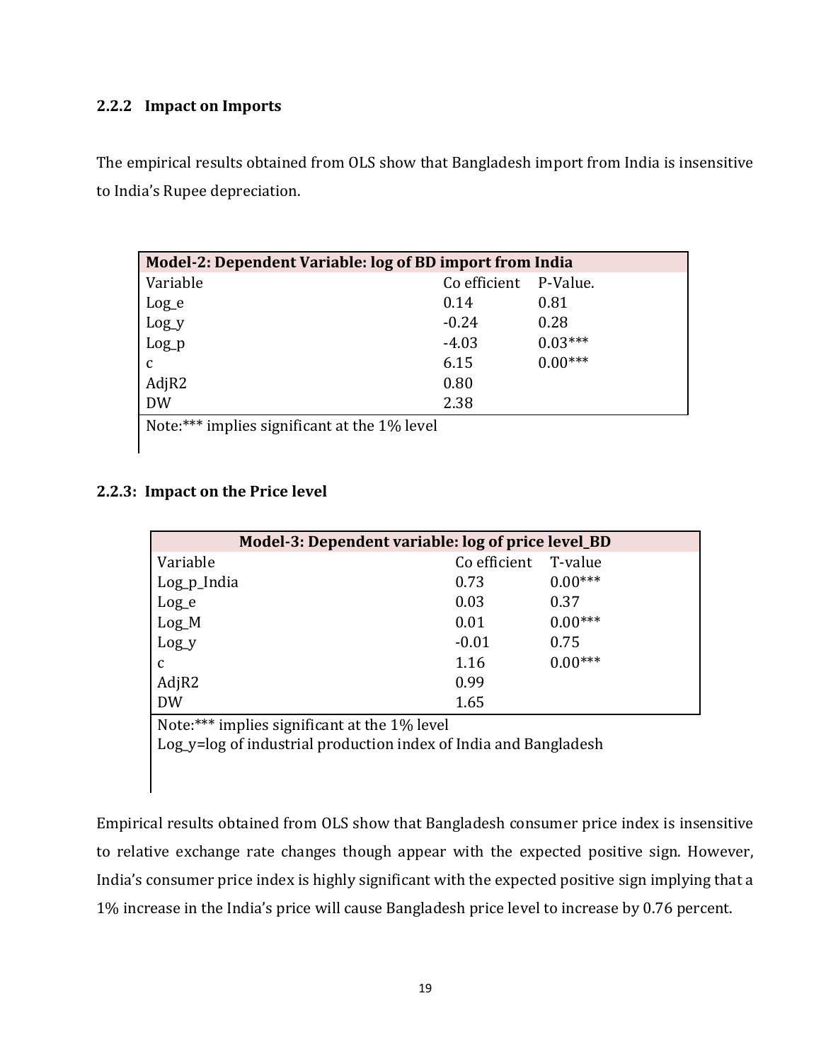### 2.2.2 Impact on Imports

The empirical results obtained from OLS show that Bangladesh import from India is insensitive to India's Rupee depreciation.

| Model-2: Dependent Variable: log of BD import from India | | |
|---|---|---|
| Variable | Co efficient | P-Value. |
| Log_e | 0.14 | 0.81 |
| Log_y | -0.24 | 0.28 |
| Log_p | -4.03 | 0.03*** |
| c | 6.15 | 0.00*** |
| AdjR2 | 0.80 | |
| DW | 2.38 | |

Note:*** implies significant at the 1% level

### 2.2.3: Impact on the Price level

| Model-3: Dependent variable: log of price level_BD | | |
|---|---|---|
| Variable | Co efficient | T-value |
| Log_p_India | 0.73 | 0.00*** |
| Log_e | 0.03 | 0.37 |
| Log_M | 0.01 | 0.00*** |
| Log_y | -0.01 | 0.75 |
| c | 1.16 | 0.00*** |
| AdjR2 | 0.99 | |
| DW | 1.65 | |

Note:*** implies significant at the 1% level
Log_y=log of industrial production index of India and Bangladesh

Empirical results obtained from OLS show that Bangladesh consumer price index is insensitive to relative exchange rate changes though appear with the expected positive sign. However, India's consumer price index is highly significant with the expected positive sign implying that a 1% increase in the India's price will cause Bangladesh price level to increase by 0.76 percent.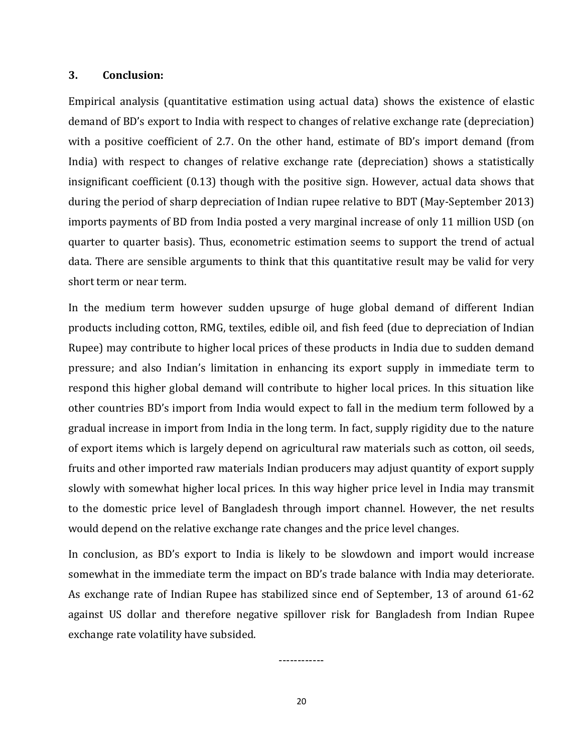## 3. Conclusion:

Empirical analysis (quantitative estimation using actual data) shows the existence of elastic demand of BD's export to India with respect to changes of relative exchange rate (depreciation) with a positive coefficient of 2.7. On the other hand, estimate of BD's import demand (from India) with respect to changes of relative exchange rate (depreciation) shows a statistically insignificant coefficient (0.13) though with the positive sign. However, actual data shows that during the period of sharp depreciation of Indian rupee relative to BDT (May-September 2013) imports payments of BD from India posted a very marginal increase of only 11 million USD (on quarter to quarter basis). Thus, econometric estimation seems to support the trend of actual data. There are sensible arguments to think that this quantitative result may be valid for very short term or near term.

In the medium term however sudden upsurge of huge global demand of different Indian products including cotton, RMG, textiles, edible oil, and fish feed (due to depreciation of Indian Rupee) may contribute to higher local prices of these products in India due to sudden demand pressure; and also Indian's limitation in enhancing its export supply in immediate term to respond this higher global demand will contribute to higher local prices. In this situation like other countries BD's import from India would expect to fall in the medium term followed by a gradual increase in import from India in the long term. In fact, supply rigidity due to the nature of export items which is largely depend on agricultural raw materials such as cotton, oil seeds, fruits and other imported raw materials Indian producers may adjust quantity of export supply slowly with somewhat higher local prices. In this way higher price level in India may transmit to the domestic price level of Bangladesh through import channel. However, the net results would depend on the relative exchange rate changes and the price level changes.

In conclusion, as BD's export to India is likely to be slowdown and import would increase somewhat in the immediate term the impact on BD's trade balance with India may deteriorate. As exchange rate of Indian Rupee has stabilized since end of September, 13 of around 61-62 against US dollar and therefore negative spillover risk for Bangladesh from Indian Rupee exchange rate volatility have subsided.

------------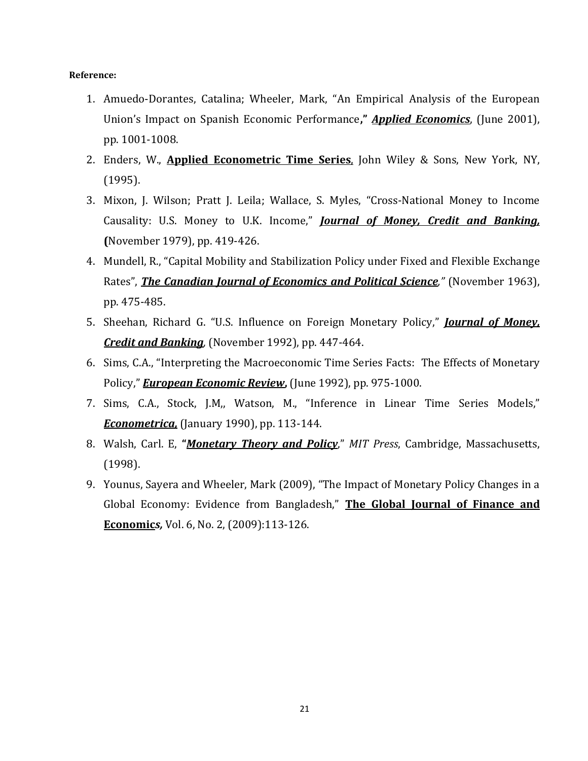**Reference:**

1. Amuedo-Dorantes, Catalina; Wheeler, Mark, "An Empirical Analysis of the European Union's Impact on Spanish Economic Performance**,"** ***Applied Economics***, (June 2001), pp. 1001-1008.
2. Enders, W., **Applied Econometric Time Series**, John Wiley & Sons, New York, NY, (1995).
3. Mixon, J. Wilson; Pratt J. Leila; Wallace, S. Myles, "Cross-National Money to Income Causality: U.S. Money to U.K. Income," ***Journal of Money, Credit and Banking,*** **(**November 1979), pp. 419-426.
4. Mundell, R., "Capital Mobility and Stabilization Policy under Fixed and Flexible Exchange Rates", ***The Canadian Journal of Economics and Political Science***,*"* (November 1963), pp. 475-485.
5. Sheehan, Richard G. "U.S. Influence on Foreign Monetary Policy," ***Journal of Money, Credit and Banking***, (November 1992), pp. 447-464.
6. Sims, C.A., "Interpreting the Macroeconomic Time Series Facts: The Effects of Monetary Policy," ***European Economic Review*,** (June 1992), pp. 975-1000.
7. Sims, C.A., Stock, J.M,, Watson, M., "Inference in Linear Time Series Models," ***Econometrica,*** (January 1990), pp. 113-144.
8. Walsh, Carl. E, **"*Monetary Theory and Policy***," *MIT Press*, Cambridge, Massachusetts, (1998).
9. Younus, Sayera and Wheeler, Mark (2009), "The Impact of Monetary Policy Changes in a Global Economy: Evidence from Bangladesh," **The Global Journal of Finance and Economic*s*,** Vol. 6, No. 2, (2009):113-126.